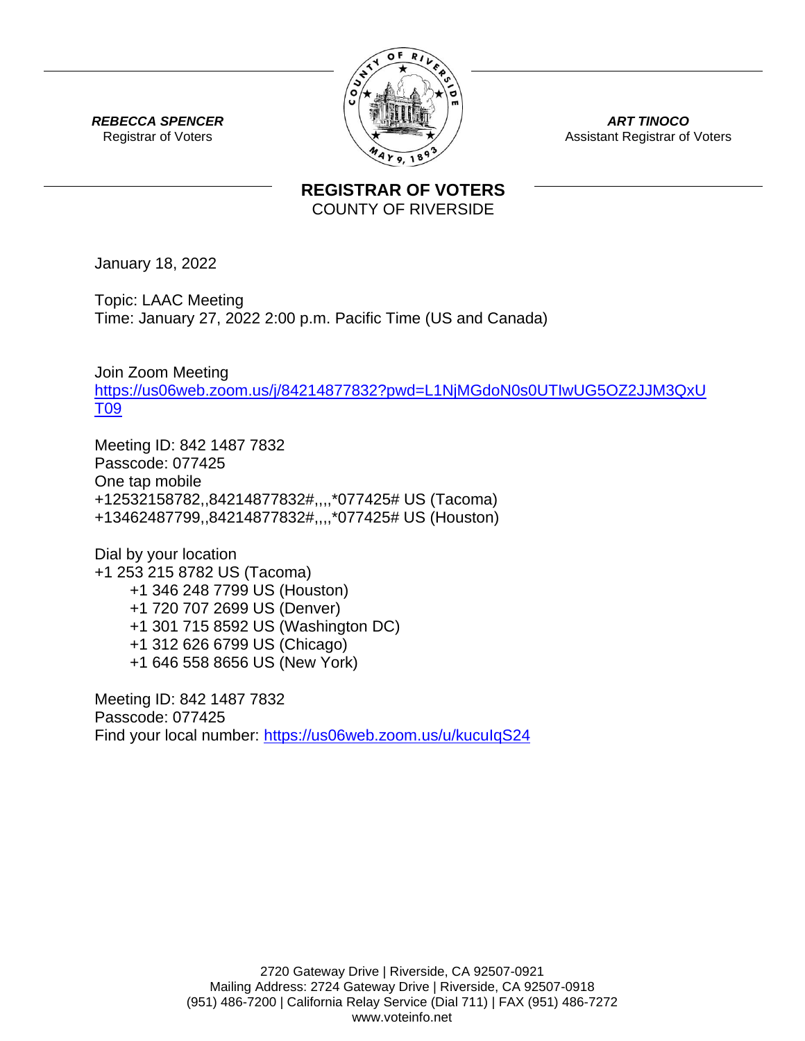**_REBECCA SPENCER_**
Registrar of Voters

**_ART TINOCO_**
Assistant Registrar of Voters

# REGISTRAR OF VOTERS
COUNTY OF RIVERSIDE

January 18, 2022

Topic: LAAC Meeting
Time: January 27, 2022 2:00 p.m. Pacific Time (US and Canada)

Join Zoom Meeting
https://us06web.zoom.us/j/84214877832?pwd=L1NjMGdoN0s0UTlwUG5OZ2JJM3QxUT09

Meeting ID: 842 1487 7832
Passcode: 077425
One tap mobile
+12532158782,,84214877832#,,,,*077425# US (Tacoma)
+13462487799,,84214877832#,,,,*077425# US (Houston)

Dial by your location
+1 253 215 8782 US (Tacoma)
+1 346 248 7799 US (Houston)
+1 720 707 2699 US (Denver)
+1 301 715 8592 US (Washington DC)
+1 312 626 6799 US (Chicago)
+1 646 558 8656 US (New York)

Meeting ID: 842 1487 7832
Passcode: 077425
Find your local number: https://us06web.zoom.us/u/kucuIqS24

2720 Gateway Drive | Riverside, CA 92507-0921
Mailing Address: 2724 Gateway Drive | Riverside, CA 92507-0918
(951) 486-7200 | California Relay Service (Dial 711) | FAX (951) 486-7272
www.voteinfo.net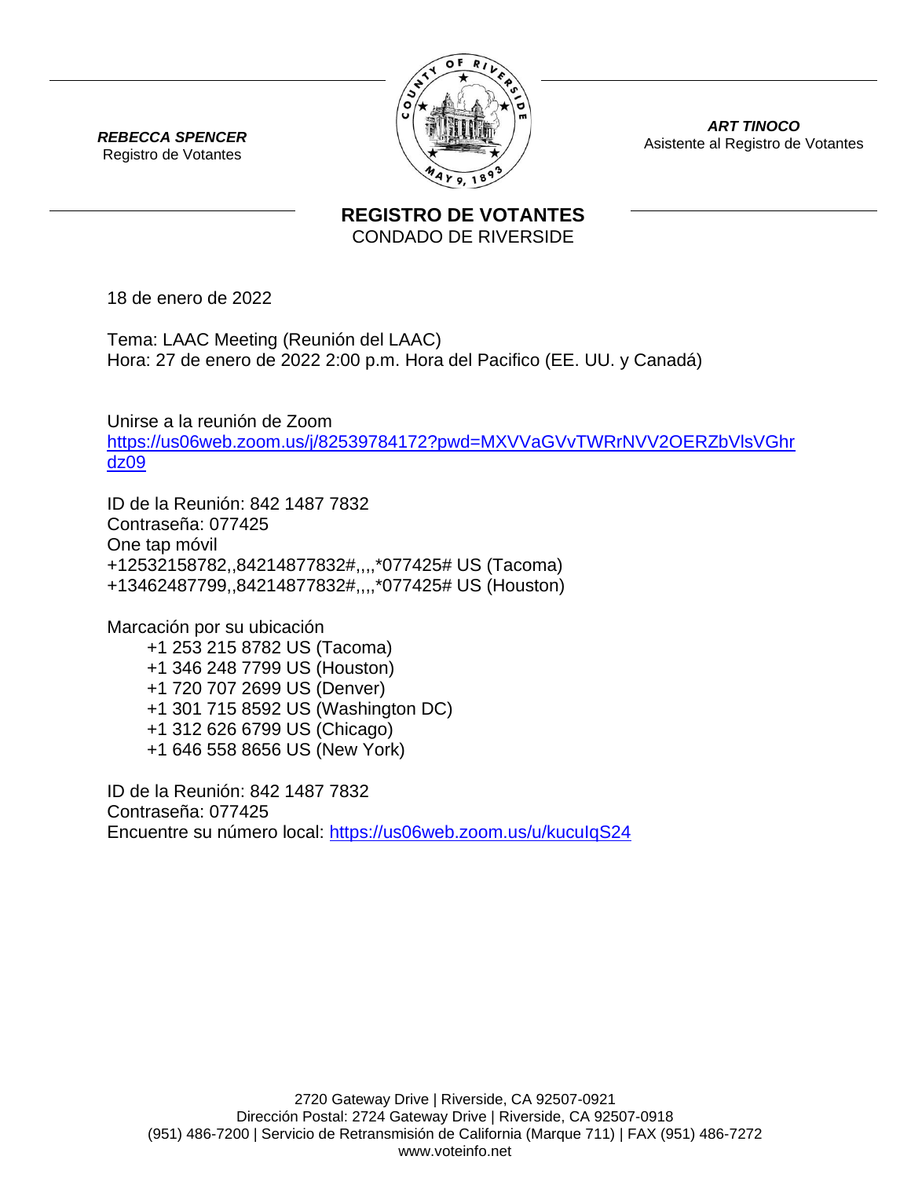**_REBECCA SPENCER_**
Registro de Votantes

**_ART TINOCO_**
Asistente al Registro de Votantes

## REGISTRO DE VOTANTES
CONDADO DE RIVERSIDE

18 de enero de 2022

Tema: LAAC Meeting (Reunión del LAAC)
Hora: 27 de enero de 2022 2:00 p.m. Hora del Pacifico (EE. UU. y Canadá)

Unirse a la reunión de Zoom
https://us06web.zoom.us/j/82539784172?pwd=MXVVaGVvTWRrNVV2OERZbVlsVGhrdz09

ID de la Reunión: 842 1487 7832
Contraseña: 077425
One tap móvil
+12532158782,,84214877832#,,,,*077425# US (Tacoma)
+13462487799,,84214877832#,,,,*077425# US (Houston)

Marcación por su ubicación
- +1 253 215 8782 US (Tacoma)
- +1 346 248 7799 US (Houston)
- +1 720 707 2699 US (Denver)
- +1 301 715 8592 US (Washington DC)
- +1 312 626 6799 US (Chicago)
- +1 646 558 8656 US (New York)

ID de la Reunión: 842 1487 7832
Contraseña: 077425
Encuentre su número local: https://us06web.zoom.us/u/kucuIqS24

2720 Gateway Drive | Riverside, CA 92507-0921
Dirección Postal: 2724 Gateway Drive | Riverside, CA 92507-0918
(951) 486-7200 | Servicio de Retransmisión de California (Marque 711) | FAX (951) 486-7272
www.voteinfo.net